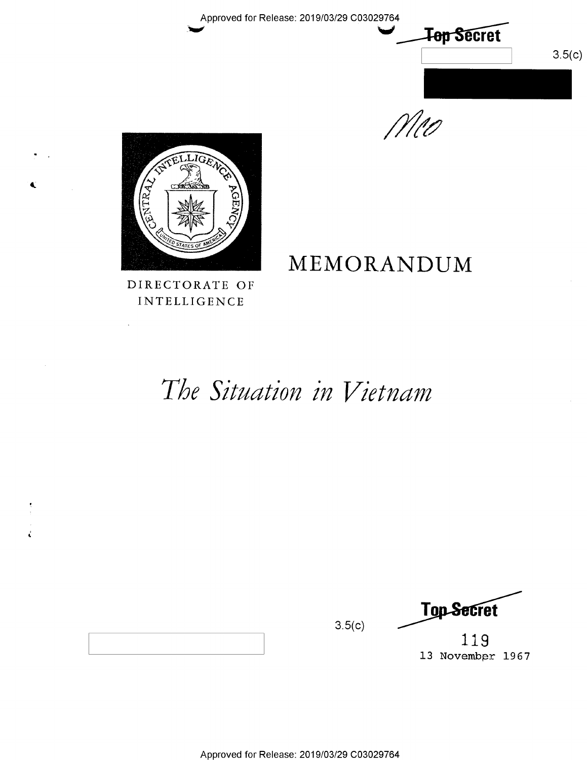Top Secret

3.5(c)

# MEMORANDUM

DIRECTORATE OF INTELLIGENCE

# *The Situation in Vietnam*

3.5(c)

Top Secret

119

13 November 1967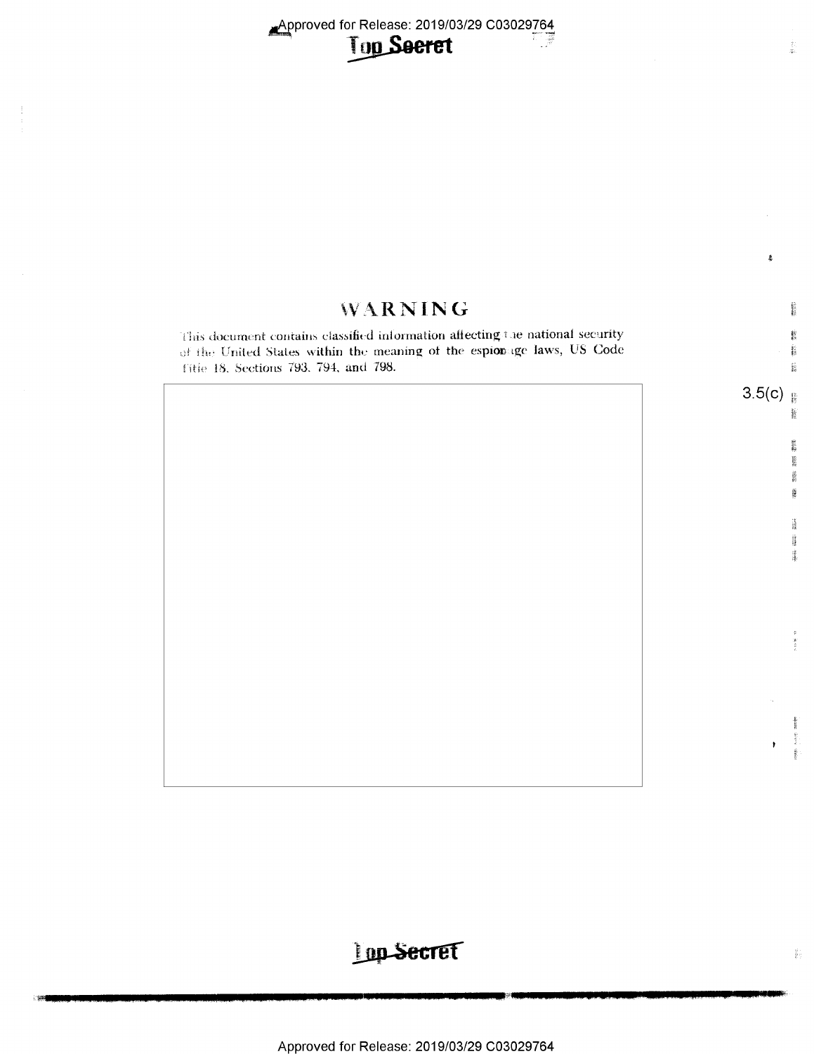**Top Secret**

# WARNING

This document contains classified information affecting the national security of the United States within the meaning of the espionage laws, US Code Title 18, Sections 793, 794, and 798.

3.5(c)

**Top Secret**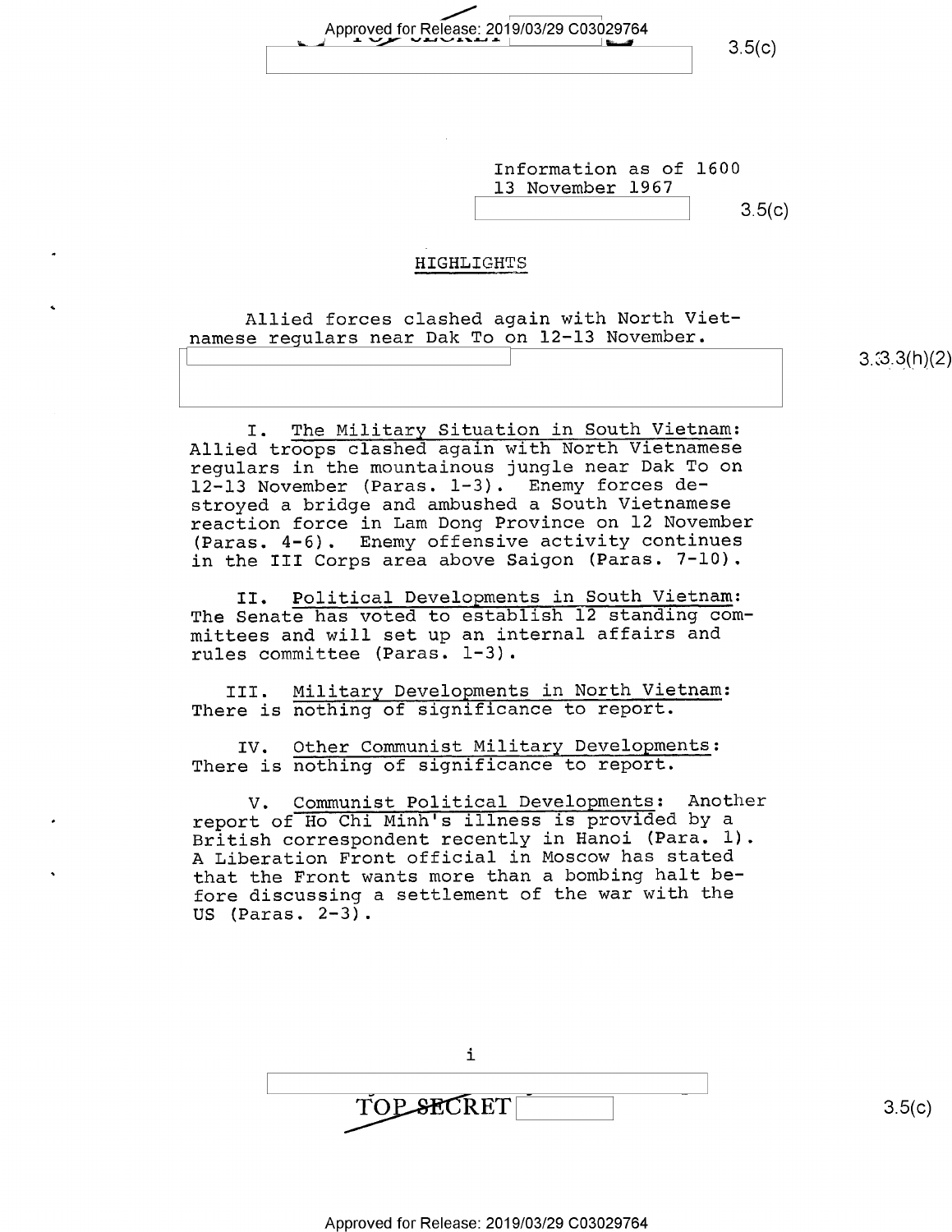Information as of 1600
13 November 1967

## HIGHLIGHTS

Allied forces clashed again with North Vietnamese regulars near Dak To on 12-13 November.

I. The Military Situation in South Vietnam: Allied troops clashed again with North Vietnamese regulars in the mountainous jungle near Dak To on 12-13 November (Paras. 1-3). Enemy forces destroyed a bridge and ambushed a South Vietnamese reaction force in Lam Dong Province on 12 November (Paras. 4-6). Enemy offensive activity continues in the III Corps area above Saigon (Paras. 7-10).

II. Political Developments in South Vietnam: The Senate has voted to establish 12 standing committees and will set up an internal affairs and rules committee (Paras. 1-3).

III. Military Developments in North Vietnam: There is nothing of significance to report.

IV. Other Communist Military Developments: There is nothing of significance to report.

V. Communist Political Developments: Another report of Ho Chi Minh's illness is provided by a British correspondent recently in Hanoi (Para. 1). A Liberation Front official in Moscow has stated that the Front wants more than a bombing halt before discussing a settlement of the war with the US (Paras. 2-3).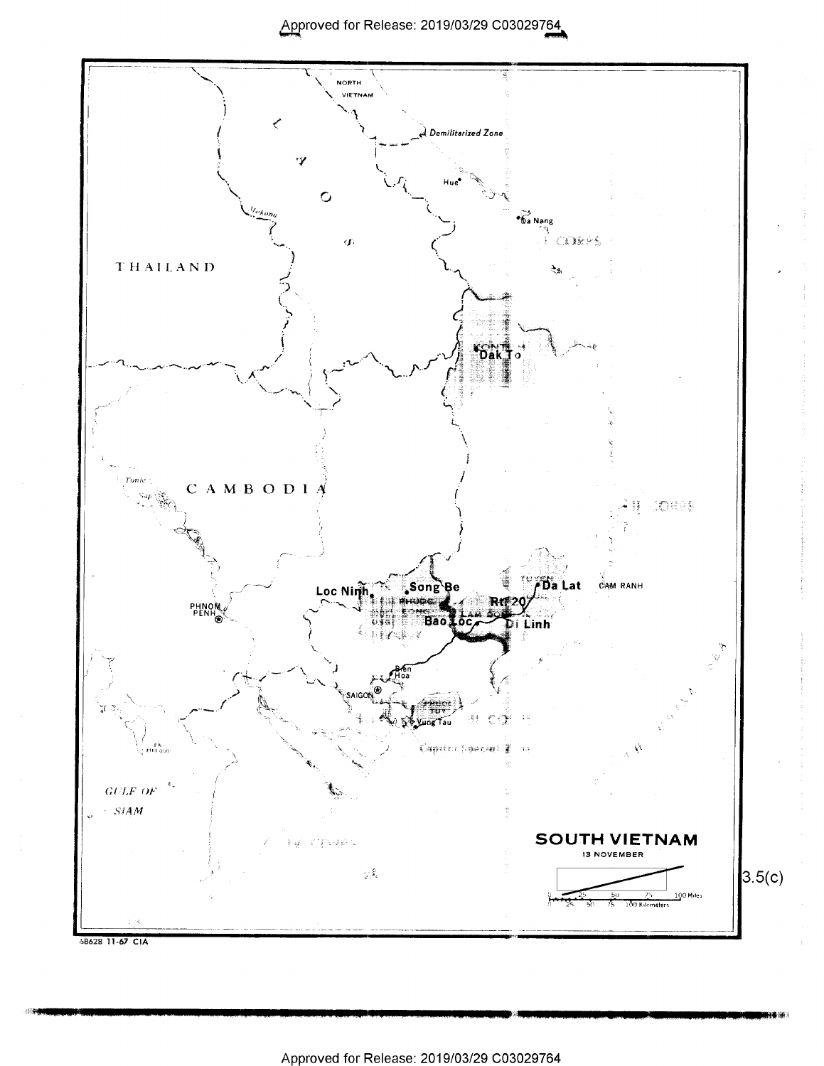NORTH VIETNAM

Demilitarized Zone

Hue

Da Nang

THAILAND

LAOS

Mekong

Dak To

CAMBODIA

Tonle Sap

PHNOM PENH

Loc Ninh

Song Be

Da Lat

CAM RANH

Rte 20

Bao Loc

Di Linh

Bien Hoa

SAIGON

Vung Tau

GULF OF SIAM

**SOUTH VIETNAM**

13 NOVEMBER

0 25 50 75 100 Miles

0 25 50 75 100 Kilometers

3.5(c)

68628 11-67 CIA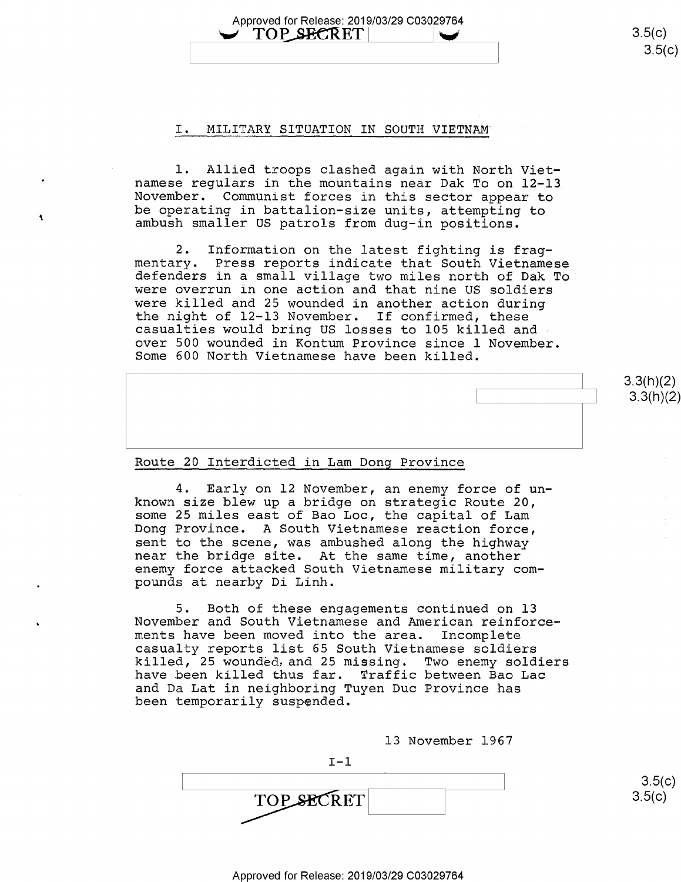## I. MILITARY SITUATION IN SOUTH VIETNAM

1. Allied troops clashed again with North Vietnamese regulars in the mountains near Dak To on 12-13 November. Communist forces in this sector appear to be operating in battalion-size units, attempting to ambush smaller US patrols from dug-in positions.

2. Information on the latest fighting is fragmentary. Press reports indicate that South Vietnamese defenders in a small village two miles north of Dak To were overrun in one action and that nine US soldiers were killed and 25 wounded in another action during the night of 12-13 November. If confirmed, these casualties would bring US losses to 105 killed and over 500 wounded in Kontum Province since 1 November. Some 600 North Vietnamese have been killed.

### Route 20 Interdicted in Lam Dong Province

4. Early on 12 November, an enemy force of unknown size blew up a bridge on strategic Route 20, some 25 miles east of Bao Loc, the capital of Lam Dong Province. A South Vietnamese reaction force, sent to the scene, was ambushed along the highway near the bridge site. At the same time, another enemy force attacked South Vietnamese military compounds at nearby Di Linh.

5. Both of these engagements continued on 13 November and South Vietnamese and American reinforcements have been moved into the area. Incomplete casualty reports list 65 South Vietnamese soldiers killed, 25 wounded, and 25 missing. Two enemy soldiers have been killed thus far. Traffic between Bao Lac and Da Lat in neighboring Tuyen Duc Province has been temporarily suspended.

13 November 1967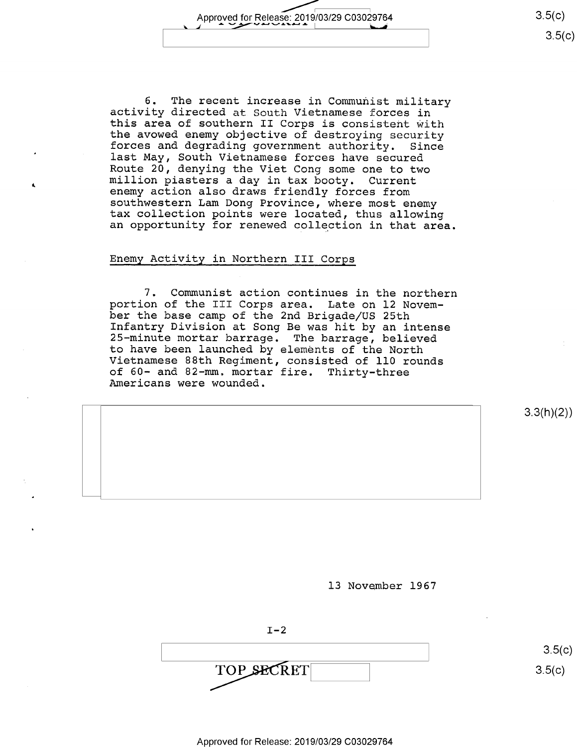6. The recent increase in Communist military activity directed at South Vietnamese forces in this area of southern II Corps is consistent with the avowed enemy objective of destroying security forces and degrading government authority. Since last May, South Vietnamese forces have secured Route 20, denying the Viet Cong some one to two million piasters a day in tax booty. Current enemy action also draws friendly forces from southwestern Lam Dong Province, where most enemy tax collection points were located, thus allowing an opportunity for renewed collection in that area.

## Enemy Activity in Northern III Corps

7. Communist action continues in the northern portion of the III Corps area. Late on 12 November the base camp of the 2nd Brigade/US 25th Infantry Division at Song Be was hit by an intense 25-minute mortar barrage. The barrage, believed to have been launched by elements of the North Vietnamese 88th Regiment, consisted of 110 rounds of 60- and 82-mm. mortar fire. Thirty-three Americans were wounded.

3.3(h)(2)

13 November 1967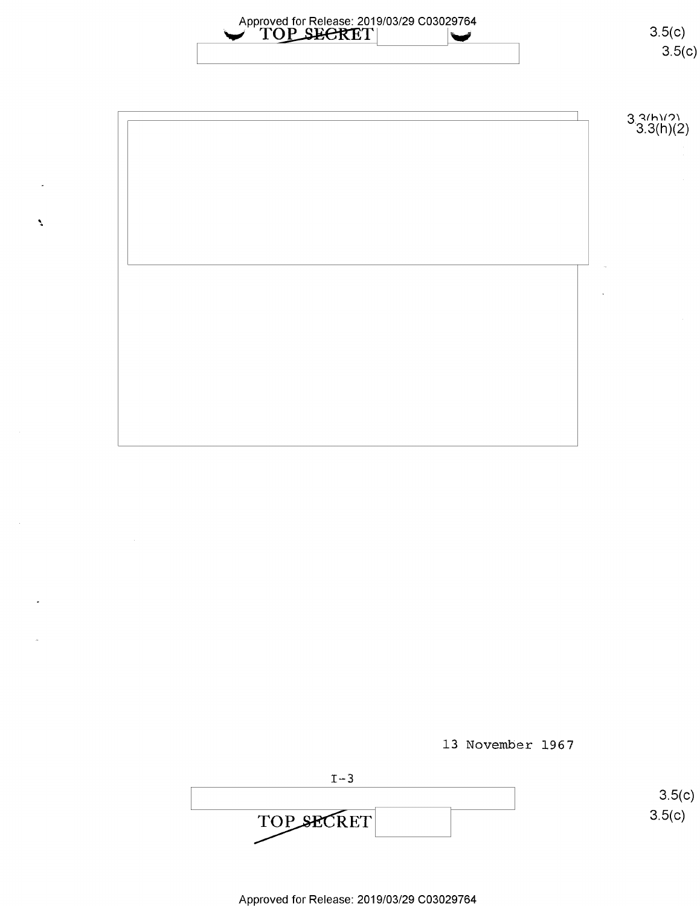3.5(c)

3.3(h)(2)

13 November 1967

I-3

3.5(c)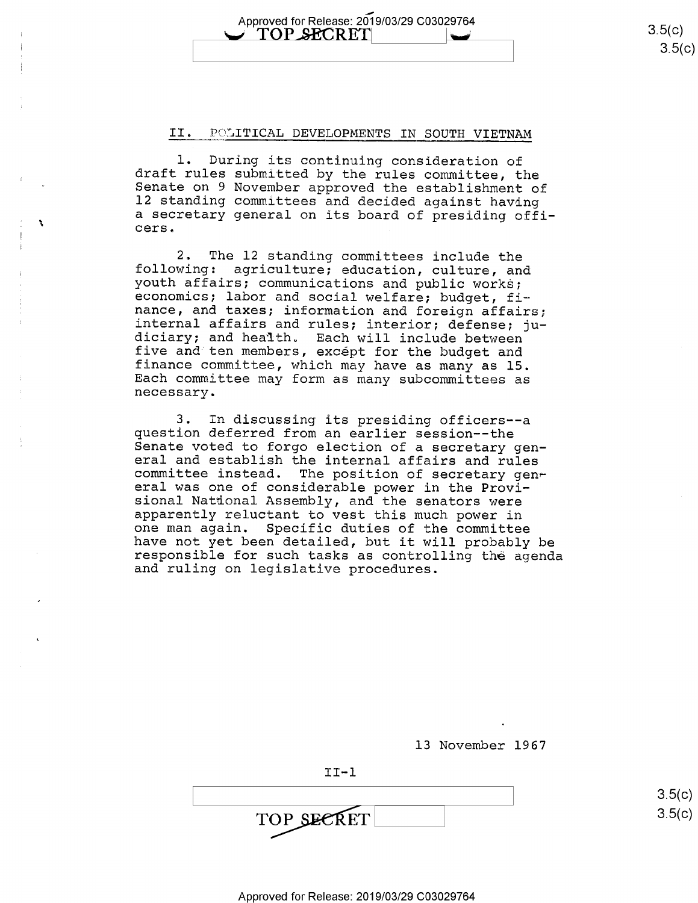## II. POLITICAL DEVELOPMENTS IN SOUTH VIETNAM

1. During its continuing consideration of draft rules submitted by the rules committee, the Senate on 9 November approved the establishment of 12 standing committees and decided against having a secretary general on its board of presiding officers.

2. The 12 standing committees include the following: agriculture; education, culture, and youth affairs; communications and public works; economics; labor and social welfare; budget, finance, and taxes; information and foreign affairs; internal affairs and rules; interior; defense; judiciary; and health. Each will include between five and ten members, except for the budget and finance committee, which may have as many as 15. Each committee may form as many subcommittees as necessary.

3. In discussing its presiding officers--a question deferred from an earlier session--the Senate voted to forgo election of a secretary general and establish the internal affairs and rules committee instead. The position of secretary general was one of considerable power in the Provisional National Assembly, and the senators were apparently reluctant to vest this much power in one man again. Specific duties of the committee have not yet been detailed, but it will probably be responsible for such tasks as controlling the agenda and ruling on legislative procedures.

13 November 1967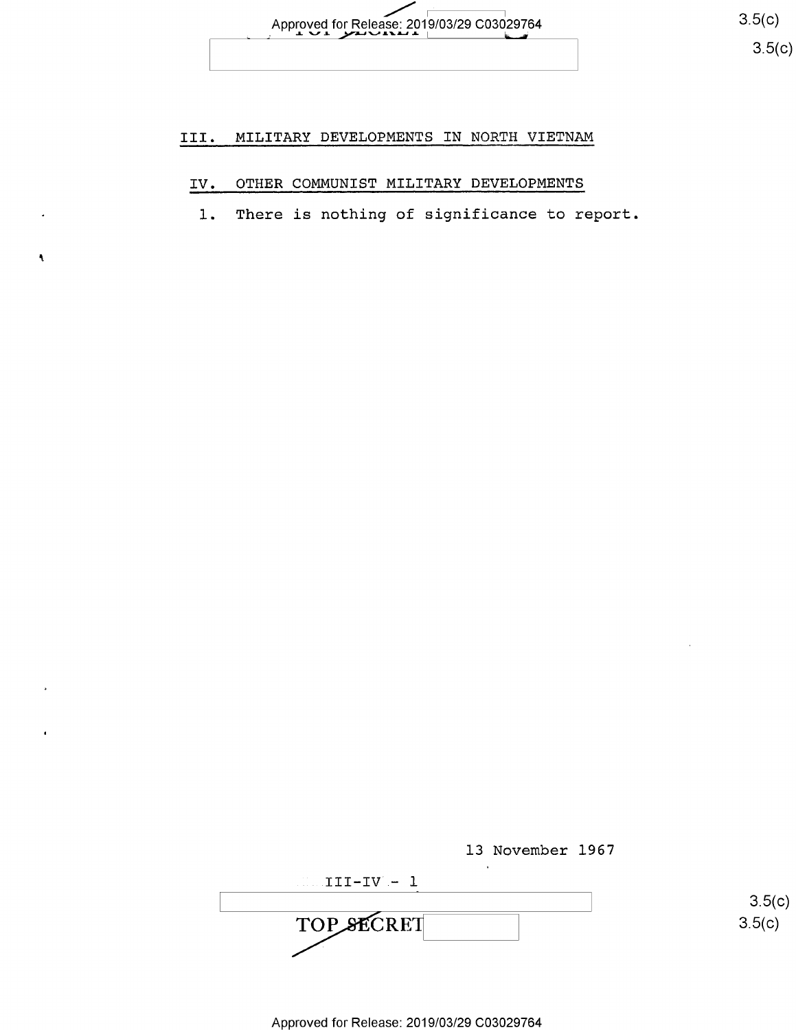## III. MILITARY DEVELOPMENTS IN NORTH VIETNAM

## IV. OTHER COMMUNIST MILITARY DEVELOPMENTS

1. There is nothing of significance to report.

13 November 1967

III-IV - 1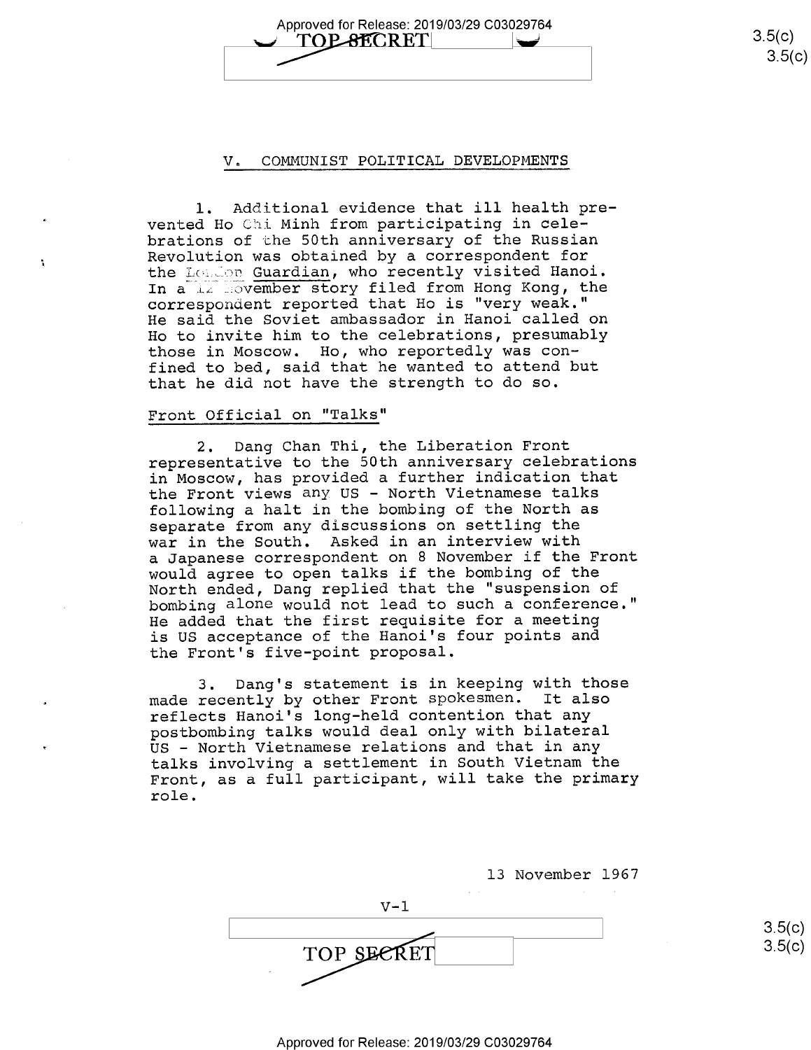## V. COMMUNIST POLITICAL DEVELOPMENTS

1. Additional evidence that ill health prevented Ho Chi Minh from participating in celebrations of the 50th anniversary of the Russian Revolution was obtained by a correspondent for the London Guardian, who recently visited Hanoi. In a 12 November story filed from Hong Kong, the correspondent reported that Ho is "very weak." He said the Soviet ambassador in Hanoi called on Ho to invite him to the celebrations, presumably those in Moscow. Ho, who reportedly was confined to bed, said that he wanted to attend but that he did not have the strength to do so.

### Front Official on "Talks"

2. Dang Chan Thi, the Liberation Front representative to the 50th anniversary celebrations in Moscow, has provided a further indication that the Front views any US - North Vietnamese talks following a halt in the bombing of the North as separate from any discussions on settling the war in the South. Asked in an interview with a Japanese correspondent on 8 November if the Front would agree to open talks if the bombing of the North ended, Dang replied that the "suspension of bombing alone would not lead to such a conference." He added that the first requisite for a meeting is US acceptance of the Hanoi's four points and the Front's five-point proposal.

3. Dang's statement is in keeping with those made recently by other Front spokesmen. It also reflects Hanoi's long-held contention that any postbombing talks would deal only with bilateral US - North Vietnamese relations and that in any talks involving a settlement in South Vietnam the Front, as a full participant, will take the primary role.

13 November 1967